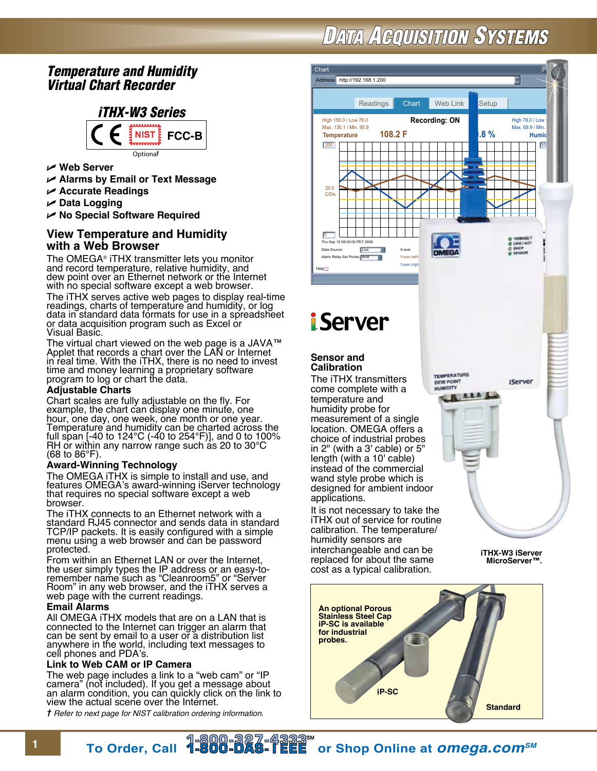# Temperature and Humidity Virtual Chart Recorder

## iTHX-W3 Series

CE NIST FCC-B

Optional†

- Web Server
- Alarms by Email or Text Message
- Accurate Readings
- Data Logging
- No Special Software Required

## View Temperature and Humidity with a Web Browser

The OMEGA® iTHX transmitter lets you monitor and record temperature, relative humidity, and dew point over an Ethernet network or the Internet with no special software except a web browser.

The iTHX serves active web pages to display real-time readings, charts of temperature and humidity, or log data in standard data formats for use in a spreadsheet or data acquisition program such as Excel or Visual Basic.

The virtual chart viewed on the web page is a JAVA™ Applet that records a chart over the LAN or Internet in real time. With the iTHX, there is no need to invest time and money learning a proprietary software program to log or chart the data.

### Adjustable Charts

Chart scales are fully adjustable on the fly. For example, the chart can display one minute, one hour, one day, one week, one month or one year. Temperature and humidity can be charted across the full span [-40 to 124°C (-40 to 254°F)], and 0 to 100% RH or within any narrow range such as 20 to 30°C (68 to 86°F).

### Award-Winning Technology

The OMEGA iTHX is simple to install and use, and features OMEGA's award-winning iServer technology that requires no special software except a web browser.

The iTHX connects to an Ethernet network with a standard RJ45 connector and sends data in standard TCP/IP packets. It is easily configured with a simple menu using a web browser and can be password protected.

From within an Ethernet LAN or over the Internet, the user simply types the IP address or an easy-to-remember name such as "Cleanroom5" or "Server Room" in any web browser, and the iTHX serves a web page with the current readings.

### Email Alarms

All OMEGA iTHX models that are on a LAN that is connected to the Internet can trigger an alarm that can be sent by email to a user or a distribution list anywhere in the world, including text messages to cell phones and PDA's.

### Link to Web CAM or IP Camera

The web page includes a link to a "web cam" or "IP camera" (not included). If you get a message about an alarm condition, you can quickly click on the link to view the actual scene over the Internet.

*† Refer to next page for NIST calibration ordering information.*

iServer

### Sensor and Calibration

The iTHX transmitters come complete with a temperature and humidity probe for measurement of a single location. OMEGA offers a choice of industrial probes in 2" (with a 3' cable) or 5" length (with a 10' cable) instead of the commercial wand style probe which is designed for ambient indoor applications.

It is not necessary to take the iTHX out of service for routine calibration. The temperature/humidity sensors are interchangeable and can be replaced for about the same cost as a typical calibration.

iTHX-W3 iServer MicroServer™.

An optional Porous Stainless Steel Cap iP-SC is available for industrial probes.

iP-SC

Standard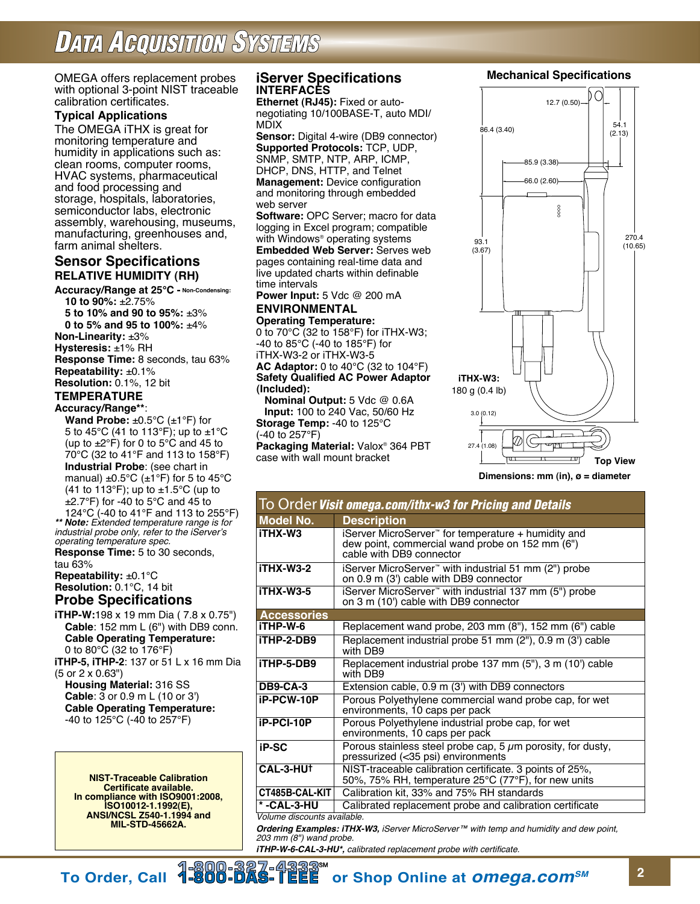# Data Acquisition Systems

OMEGA offers replacement probes with optional 3-point NIST traceable calibration certificates.

### Typical Applications

The OMEGA iTHX is great for monitoring temperature and humidity in applications such as: clean rooms, computer rooms, HVAC systems, pharmaceutical and food processing and storage, hospitals, laboratories, semiconductor labs, electronic assembly, warehousing, museums, manufacturing, greenhouses and, farm animal shelters.

## Sensor Specifications

### RELATIVE HUMIDITY (RH)

**Accuracy/Range at 25°C - Non-Condensing:**
- **10 to 90%:** ±2.75%
- **5 to 10% and 90 to 95%:** ±3%
- **0 to 5% and 95 to 100%:** ±4%

**Non-Linearity:** ±3%
**Hysteresis:** ±1% RH
**Response Time:** 8 seconds, tau 63%
**Repeatability:** ±0.1%
**Resolution:** 0.1%, 12 bit

### TEMPERATURE

**Accuracy/Range****:
- **Wand Probe:** ±0.5°C (±1°F) for 5 to 45°C (41 to 113°F); up to ±1°C (up to ±2°F) for 0 to 5°C and 45 to 70°C (32 to 41°F and 113 to 158°F)
- **Industrial Probe**: (see chart in manual) ±0.5°C (±1°F) for 5 to 45°C (41 to 113°F); up to ±1.5°C (up to ±2.7°F) for -40 to 5°C and 45 to 124°C (-40 to 41°F and 113 to 255°F)

*** Note: Extended temperature range is for industrial probe only, refer to the iServer's operating temperature spec.*

**Response Time:** 5 to 30 seconds, tau 63%
**Repeatability:** ±0.1°C
**Resolution:** 0.1°C, 14 bit

## Probe Specifications

**iTHP-W:** 198 x 19 mm Dia ( 7.8 x 0.75")
- **Cable**: 152 mm L (6") with DB9 conn.
- **Cable Operating Temperature:** 0 to 80°C (32 to 176°F)

**iTHP-5, iTHP-2**: 137 or 51 L x 16 mm Dia (5 or 2 x 0.63")
- **Housing Material:** 316 SS
- **Cable**: 3 or 0.9 m L (10 or 3')
- **Cable Operating Temperature:** -40 to 125°C (-40 to 257°F)

**NIST-Traceable Calibration Certificate available. In compliance with ISO9001:2008, ISO10012-1.1992(E), ANSI/NCSL Z540-1.1994 and MIL-STD-45662A.**

## iServer Specifications

### INTERFACES

**Ethernet (RJ45):** Fixed or auto-negotiating 10/100BASE-T, auto MDI/MDIX
**Sensor:** Digital 4-wire (DB9 connector)
**Supported Protocols:** TCP, UDP, SNMP, SMTP, NTP, ARP, ICMP, DHCP, DNS, HTTP, and Telnet
**Management:** Device configuration and monitoring through embedded web server
**Software:** OPC Server; macro for data logging in Excel program; compatible with Windows® operating systems
**Embedded Web Server:** Serves web pages containing real-time data and live updated charts within definable time intervals
**Power Input:** 5 Vdc @ 200 mA

### ENVIRONMENTAL

**Operating Temperature:** 0 to 70°C (32 to 158°F) for iTHX-W3; -40 to 85°C (-40 to 185°F) for iTHX-W3-2 or iTHX-W3-5
**AC Adaptor:** 0 to 40°C (32 to 104°F)
**Safety Qualified AC Power Adaptor (Included):**
- **Nominal Output:** 5 Vdc @ 0.6A
- **Input:** 100 to 240 Vac, 50/60 Hz

**Storage Temp:** -40 to 125°C (-40 to 257°F)
**Packaging Material:** Valox® 364 PBT case with wall mount bracket

### Mechanical Specifications

12.7 (0.50)
86.4 (3.40)
54.1 (2.13)
85.9 (3.38)
66.0 (2.60)
93.1 (3.67)
270.4 (10.65)
iTHX-W3:
180 g (0.4 lb)
3.0 (0.12)
27.4 (1.08)
Top View

Dimensions: mm (in), ø = diameter

## To Order *Visit omega.com/ithx-w3 for Pricing and Details*

| Model No. | Description |
|---|---|
| iTHX-W3 | iServer MicroServer™ for temperature + humidity and dew point, commercial wand probe on 152 mm (6") cable with DB9 connector |
| iTHX-W3-2 | iServer MicroServer™ with industrial 51 mm (2") probe on 0.9 m (3') cable with DB9 connector |
| iTHX-W3-5 | iServer MicroServer™ with industrial 137 mm (5") probe on 3 m (10') cable with DB9 connector |
| **Accessories** | |
| iTHP-W-6 | Replacement wand probe, 203 mm (8"), 152 mm (6") cable |
| iTHP-2-DB9 | Replacement industrial probe 51 mm (2"), 0.9 m (3') cable with DB9 |
| iTHP-5-DB9 | Replacement industrial probe 137 mm (5"), 3 m (10') cable with DB9 |
| DB9-CA-3 | Extension cable, 0.9 m (3') with DB9 connectors |
| iP-PCW-10P | Porous Polyethylene commercial wand probe cap, for wet environments, 10 caps per pack |
| iP-PCI-10P | Porous Polyethylene industrial probe cap, for wet environments, 10 caps per pack |
| iP-SC | Porous stainless steel probe cap, 5 μm porosity, for dusty, pressurized (<35 psi) environments |
| CAL-3-HU† | NIST-traceable calibration certificate. 3 points of 25%, 50%, 75% RH, temperature 25°C (77°F), for new units |
| CT485B-CAL-KIT | Calibration kit, 33% and 75% RH standards |
| * -CAL-3-HU | Calibrated replacement probe and calibration certificate |

*Volume discounts available.*

***Ordering Examples:** **iTHX-W3,** iServer MicroServer™ with temp and humidity and dew point, 203 mm (8") wand probe.*

***iTHP-W-6-CAL-3-HU*,** calibrated replacement probe with certificate.*

To Order, Call 1-800-327-4333℠ 1-800-DAS-IEEE or Shop Online at omega.com℠